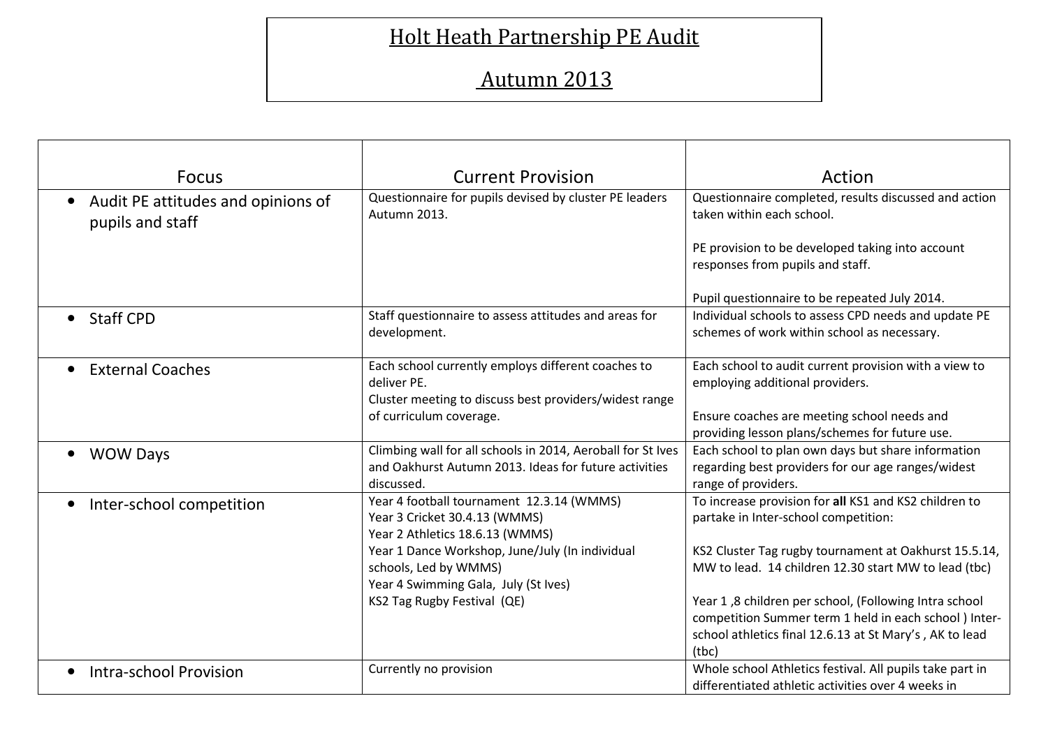# Holt Heath Partnership PE Audit

# Autumn 2013

| Focus | Current Provision | Action |
|---|---|---|
| • Audit PE attitudes and opinions of pupils and staff | Questionnaire for pupils devised by cluster PE leaders Autumn 2013. | Questionnaire completed, results discussed and action taken within each school.<br><br>PE provision to be developed taking into account responses from pupils and staff.<br><br>Pupil questionnaire to be repeated July 2014. |
| • Staff CPD | Staff questionnaire to assess attitudes and areas for development. | Individual schools to assess CPD needs and update PE schemes of work within school as necessary. |
| • External Coaches | Each school currently employs different coaches to deliver PE.<br>Cluster meeting to discuss best providers/widest range of curriculum coverage. | Each school to audit current provision with a view to employing additional providers.<br><br>Ensure coaches are meeting school needs and providing lesson plans/schemes for future use. |
| • WOW Days | Climbing wall for all schools in 2014, Aeroball for St Ives and Oakhurst Autumn 2013. Ideas for future activities discussed. | Each school to plan own days but share information regarding best providers for our age ranges/widest range of providers. |
| • Inter-school competition | Year 4 football tournament 12.3.14 (WMMS)<br>Year 3 Cricket 30.4.13 (WMMS)<br>Year 2 Athletics 18.6.13 (WMMS)<br>Year 1 Dance Workshop, June/July (In individual schools, Led by WMMS)<br>Year 4 Swimming Gala, July (St Ives)<br>KS2 Tag Rugby Festival (QE) | To increase provision for **all** KS1 and KS2 children to partake in Inter-school competition:<br><br>KS2 Cluster Tag rugby tournament at Oakhurst 15.5.14, MW to lead. 14 children 12.30 start MW to lead (tbc)<br><br>Year 1 ,8 children per school, (Following Intra school competition Summer term 1 held in each school ) Inter-school athletics final 12.6.13 at St Mary's , AK to lead (tbc) |
| • Intra-school Provision | Currently no provision | Whole school Athletics festival. All pupils take part in differentiated athletic activities over 4 weeks in |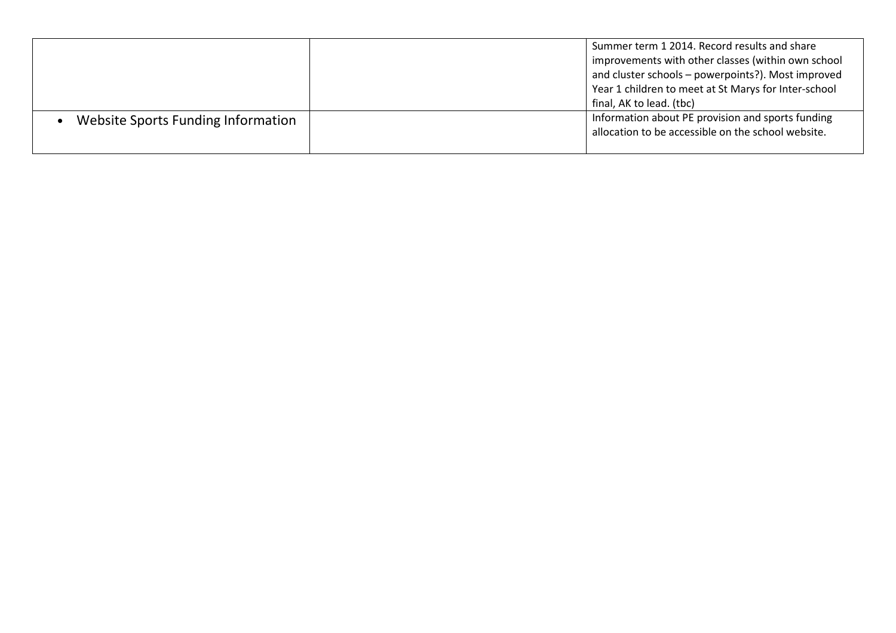| | | |
|---|---|---|
| | | Summer term 1 2014. Record results and share improvements with other classes (within own school and cluster schools – powerpoints?). Most improved Year 1 children to meet at St Marys for Inter-school final, AK to lead. (tbc) |
| • Website Sports Funding Information | | Information about PE provision and sports funding allocation to be accessible on the school website. |